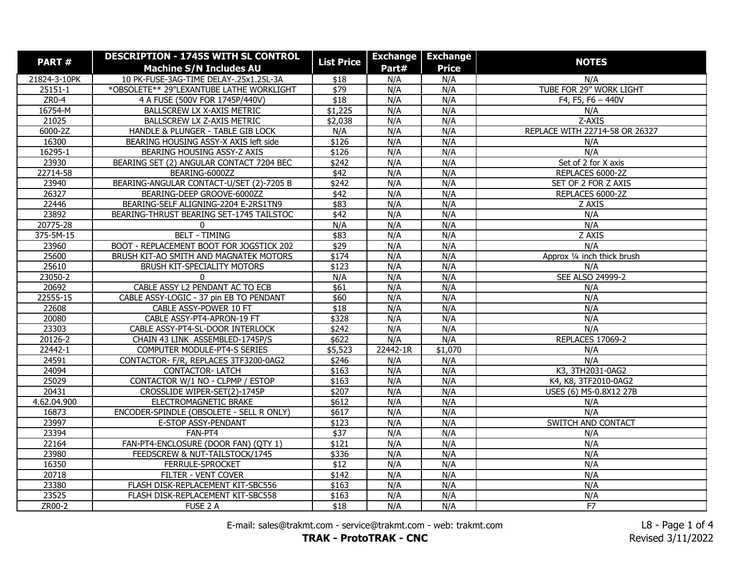| PART # | DESCRIPTION - 1745S WITH SL CONTROL Machine S/N Includes AU | List Price | Exchange Part# | Exchange Price | NOTES |
|---|---|---|---|---|---|
| 21824-3-10PK | 10 PK-FUSE-3AG-TIME DELAY-.25x1.25L-3A | $18 | N/A | N/A | N/A |
| 25151-1 | *OBSOLETE** 29"LEXANTUBE LATHE WORKLIGHT | $79 | N/A | N/A | TUBE FOR 29" WORK LIGHT |
| ZR0-4 | 4 A FUSE (500V FOR 1745P/440V) | $18 | N/A | N/A | F4, F5, F6 – 440V |
| 16754-M | BALLSCREW LX X-AXIS METRIC | $1,225 | N/A | N/A | N/A |
| 21025 | BALLSCREW LX Z-AXIS METRIC | $2,038 | N/A | N/A | Z-AXIS |
| 6000-2Z | HANDLE & PLUNGER - TABLE GIB LOCK | N/A | N/A | N/A | REPLACE WITH 22714-58 OR 26327 |
| 16300 | BEARING HOUSING ASSY-X AXIS left side | $126 | N/A | N/A | N/A |
| 16295-1 | BEARING HOUSING ASSY-Z AXIS | $126 | N/A | N/A | N/A |
| 23930 | BEARING SET (2) ANGULAR CONTACT 7204 BEC | $242 | N/A | N/A | Set of 2 for X axis |
| 22714-58 | BEARING-6000ZZ | $42 | N/A | N/A | REPLACES 6000-2Z |
| 23940 | BEARING-ANGULAR CONTACT-U/SET (2)-7205 B | $242 | N/A | N/A | SET OF 2 FOR Z AXIS |
| 26327 | BEARING-DEEP GROOVE-6000ZZ | $42 | N/A | N/A | REPLACES 6000-2Z |
| 22446 | BEARING-SELF ALIGNING-2204 E-2RS1TN9 | $83 | N/A | N/A | Z AXIS |
| 23892 | BEARING-THRUST BEARING SET-1745 TAILSTOC | $42 | N/A | N/A | N/A |
| 20775-28 | 0 | N/A | N/A | N/A | N/A |
| 375-5M-15 | BELT - TIMING | $83 | N/A | N/A | Z AXIS |
| 23960 | BOOT - REPLACEMENT BOOT FOR JOGSTICK 202 | $29 | N/A | N/A | N/A |
| 25600 | BRUSH KIT-AO SMITH AND MAGNATEK MOTORS | $174 | N/A | N/A | Approx ¼ inch thick brush |
| 25610 | BRUSH KIT-SPECIALITY MOTORS | $123 | N/A | N/A | N/A |
| 23050-2 | 0 | N/A | N/A | N/A | SEE ALSO 24999-2 |
| 20692 | CABLE ASSY L2 PENDANT AC TO ECB | $61 | N/A | N/A | N/A |
| 22555-15 | CABLE ASSY-LOGIC - 37 pin EB TO PENDANT | $60 | N/A | N/A | N/A |
| 22608 | CABLE ASSY-POWER 10 FT | $18 | N/A | N/A | N/A |
| 20080 | CABLE ASSY-PT4-APRON-19 FT | $328 | N/A | N/A | N/A |
| 23303 | CABLE ASSY-PT4-SL-DOOR INTERLOCK | $242 | N/A | N/A | N/A |
| 20126-2 | CHAIN 43 LINK ASSEMBLED-1745P/S | $622 | N/A | N/A | REPLACES 17069-2 |
| 22442-1 | COMPUTER MODULE-PT4-S SERIES | $5,523 | 22442-1R | $1,070 | N/A |
| 24591 | CONTACTOR- F/R, REPLACES 3TF3200-0AG2 | $246 | N/A | N/A | N/A |
| 24094 | CONTACTOR- LATCH | $163 | N/A | N/A | K3, 3TH2031-0AG2 |
| 25029 | CONTACTOR W/1 NO - CLPMP / ESTOP | $163 | N/A | N/A | K4, K8, 3TF2010-0AG2 |
| 20431 | CROSSLIDE WIPER-SET(2)-1745P | $207 | N/A | N/A | USES (6) M5-0.8X12 27B |
| 4.62.04.900 | ELECTROMAGNETIC BRAKE | $612 | N/A | N/A | N/A |
| 16873 | ENCODER-SPINDLE (OBSOLETE - SELL R ONLY) | $617 | N/A | N/A | N/A |
| 23997 | E-STOP ASSY-PENDANT | $123 | N/A | N/A | SWITCH AND CONTACT |
| 23394 | FAN-PT4 | $37 | N/A | N/A | N/A |
| 22164 | FAN-PT4-ENCLOSURE (DOOR FAN) (QTY 1) | $121 | N/A | N/A | N/A |
| 23980 | FEEDSCREW & NUT-TAILSTOCK/1745 | $336 | N/A | N/A | N/A |
| 16350 | FERRULE-SPROCKET | $12 | N/A | N/A | N/A |
| 20718 | FILTER - VENT COVER | $142 | N/A | N/A | N/A |
| 23380 | FLASH DISK-REPLACEMENT KIT-SBC556 | $163 | N/A | N/A | N/A |
| 23525 | FLASH DISK-REPLACEMENT KIT-SBC558 | $163 | N/A | N/A | N/A |
| ZR00-2 | FUSE 2 A | $18 | N/A | N/A | F7 |

E-mail: sales@trakmt.com - service@trakmt.com - web: trakmt.com

**TRAK - ProtoTRAK - CNC**

Revised 3/11/2022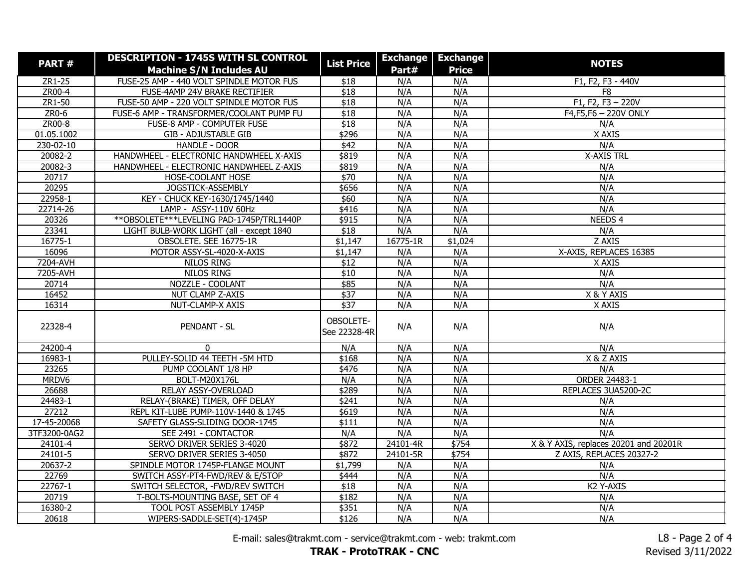| PART # | DESCRIPTION - 1745S WITH SL CONTROL Machine S/N Includes AU | List Price | Exchange Part# | Exchange Price | NOTES |
|---|---|---|---|---|---|
| ZR1-25 | FUSE-25 AMP - 440 VOLT SPINDLE MOTOR FUS | $18 | N/A | N/A | F1, F2, F3 - 440V |
| ZR00-4 | FUSE-4AMP 24V BRAKE RECTIFIER | $18 | N/A | N/A | F8 |
| ZR1-50 | FUSE-50 AMP - 220 VOLT SPINDLE MOTOR FUS | $18 | N/A | N/A | F1, F2, F3 – 220V |
| ZR0-6 | FUSE-6 AMP - TRANSFORMER/COOLANT PUMP FU | $18 | N/A | N/A | F4,F5,F6 – 220V ONLY |
| ZR00-8 | FUSE-8 AMP - COMPUTER FUSE | $18 | N/A | N/A | N/A |
| 01.05.1002 | GIB - ADJUSTABLE GIB | $296 | N/A | N/A | X AXIS |
| 230-02-10 | HANDLE - DOOR | $42 | N/A | N/A | N/A |
| 20082-2 | HANDWHEEL - ELECTRONIC HANDWHEEL X-AXIS | $819 | N/A | N/A | X-AXIS TRL |
| 20082-3 | HANDWHEEL - ELECTRONIC HANDWHEEL Z-AXIS | $819 | N/A | N/A | N/A |
| 20717 | HOSE-COOLANT HOSE | $70 | N/A | N/A | N/A |
| 20295 | JOGSTICK-ASSEMBLY | $656 | N/A | N/A | N/A |
| 22958-1 | KEY - CHUCK KEY-1630/1745/1440 | $60 | N/A | N/A | N/A |
| 22714-26 | LAMP - ASSY-110V 60Hz | $416 | N/A | N/A | N/A |
| 20326 | **OBSOLETE***LEVELING PAD-1745P/TRL1440P | $915 | N/A | N/A | NEEDS 4 |
| 23341 | LIGHT BULB-WORK LIGHT (all - except 1840 | $18 | N/A | N/A | N/A |
| 16775-1 | OBSOLETE. SEE 16775-1R | $1,147 | 16775-1R | $1,024 | Z AXIS |
| 16096 | MOTOR ASSY-SL-4020-X-AXIS | $1,147 | N/A | N/A | X-AXIS, REPLACES 16385 |
| 7204-AVH | NILOS RING | $12 | N/A | N/A | X AXIS |
| 7205-AVH | NILOS RING | $10 | N/A | N/A | N/A |
| 20714 | NOZZLE - COOLANT | $85 | N/A | N/A | N/A |
| 16452 | NUT CLAMP Z-AXIS | $37 | N/A | N/A | X & Y AXIS |
| 16314 | NUT-CLAMP-X AXIS | $37 | N/A | N/A | X AXIS |
| 22328-4 | PENDANT - SL | OBSOLETE- See 22328-4R | N/A | N/A | N/A |
| 24200-4 | 0 | N/A | N/A | N/A | N/A |
| 16983-1 | PULLEY-SOLID 44 TEETH -5M HTD | $168 | N/A | N/A | X & Z AXIS |
| 23265 | PUMP COOLANT 1/8 HP | $476 | N/A | N/A | N/A |
| MRDV6 | BOLT-M20X176L | N/A | N/A | N/A | ORDER 24483-1 |
| 26688 | RELAY ASSY-OVERLOAD | $289 | N/A | N/A | REPLACES 3UA5200-2C |
| 24483-1 | RELAY-(BRAKE) TIMER, OFF DELAY | $241 | N/A | N/A | N/A |
| 27212 | REPL KIT-LUBE PUMP-110V-1440 & 1745 | $619 | N/A | N/A | N/A |
| 17-45-20068 | SAFETY GLASS-SLIDING DOOR-1745 | $111 | N/A | N/A | N/A |
| 3TF3200-0AG2 | SEE 2491 - CONTACTOR | N/A | N/A | N/A | N/A |
| 24101-4 | SERVO DRIVER SERIES 3-4020 | $872 | 24101-4R | $754 | X & Y AXIS, replaces 20201 and 20201R |
| 24101-5 | SERVO DRIVER SERIES 3-4050 | $872 | 24101-5R | $754 | Z AXIS, REPLACES 20327-2 |
| 20637-2 | SPINDLE MOTOR 1745P-FLANGE MOUNT | $1,799 | N/A | N/A | N/A |
| 22769 | SWITCH ASSY-PT4-FWD/REV & E/STOP | $444 | N/A | N/A | N/A |
| 22767-1 | SWITCH SELECTOR, -FWD/REV SWITCH | $18 | N/A | N/A | K2 Y-AXIS |
| 20719 | T-BOLTS-MOUNTING BASE, SET OF 4 | $182 | N/A | N/A | N/A |
| 16380-2 | TOOL POST ASSEMBLY 1745P | $351 | N/A | N/A | N/A |
| 20618 | WIPERS-SADDLE-SET(4)-1745P | $126 | N/A | N/A | N/A |

E-mail: sales@trakmt.com - service@trakmt.com - web: trakmt.com

**TRAK - ProtoTRAK - CNC**

Revised 3/11/2022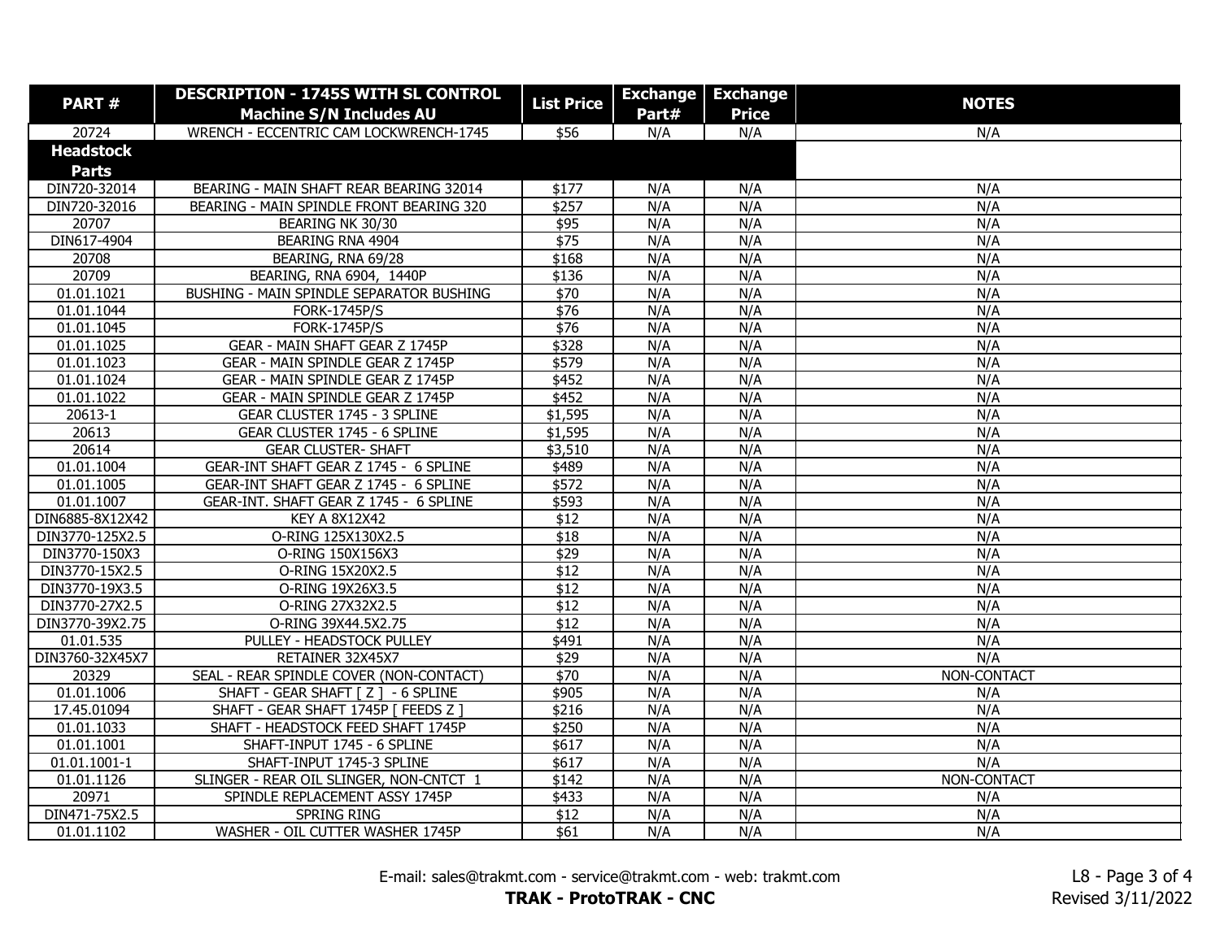| PART # | DESCRIPTION - 1745S WITH SL CONTROL Machine S/N Includes AU | List Price | Exchange Part# | Exchange Price | NOTES |
|---|---|---|---|---|---|
| 20724 | WRENCH - ECCENTRIC CAM LOCKWRENCH-1745 | $56 | N/A | N/A | N/A |
| **Headstock Parts** | | | | | |
| DIN720-32014 | BEARING - MAIN SHAFT REAR BEARING 32014 | $177 | N/A | N/A | N/A |
| DIN720-32016 | BEARING - MAIN SPINDLE FRONT BEARING 320 | $257 | N/A | N/A | N/A |
| 20707 | BEARING NK 30/30 | $95 | N/A | N/A | N/A |
| DIN617-4904 | BEARING RNA 4904 | $75 | N/A | N/A | N/A |
| 20708 | BEARING, RNA 69/28 | $168 | N/A | N/A | N/A |
| 20709 | BEARING, RNA 6904, 1440P | $136 | N/A | N/A | N/A |
| 01.01.1021 | BUSHING - MAIN SPINDLE SEPARATOR BUSHING | $70 | N/A | N/A | N/A |
| 01.01.1044 | FORK-1745P/S | $76 | N/A | N/A | N/A |
| 01.01.1045 | FORK-1745P/S | $76 | N/A | N/A | N/A |
| 01.01.1025 | GEAR - MAIN SHAFT GEAR Z 1745P | $328 | N/A | N/A | N/A |
| 01.01.1023 | GEAR - MAIN SPINDLE GEAR Z 1745P | $579 | N/A | N/A | N/A |
| 01.01.1024 | GEAR - MAIN SPINDLE GEAR Z 1745P | $452 | N/A | N/A | N/A |
| 01.01.1022 | GEAR - MAIN SPINDLE GEAR Z 1745P | $452 | N/A | N/A | N/A |
| 20613-1 | GEAR CLUSTER 1745 - 3 SPLINE | $1,595 | N/A | N/A | N/A |
| 20613 | GEAR CLUSTER 1745 - 6 SPLINE | $1,595 | N/A | N/A | N/A |
| 20614 | GEAR CLUSTER- SHAFT | $3,510 | N/A | N/A | N/A |
| 01.01.1004 | GEAR-INT SHAFT GEAR Z 1745 - 6 SPLINE | $489 | N/A | N/A | N/A |
| 01.01.1005 | GEAR-INT SHAFT GEAR Z 1745 - 6 SPLINE | $572 | N/A | N/A | N/A |
| 01.01.1007 | GEAR-INT. SHAFT GEAR Z 1745 - 6 SPLINE | $593 | N/A | N/A | N/A |
| DIN6885-8X12X42 | KEY A 8X12X42 | $12 | N/A | N/A | N/A |
| DIN3770-125X2.5 | O-RING 125X130X2.5 | $18 | N/A | N/A | N/A |
| DIN3770-150X3 | O-RING 150X156X3 | $29 | N/A | N/A | N/A |
| DIN3770-15X2.5 | O-RING 15X20X2.5 | $12 | N/A | N/A | N/A |
| DIN3770-19X3.5 | O-RING 19X26X3.5 | $12 | N/A | N/A | N/A |
| DIN3770-27X2.5 | O-RING 27X32X2.5 | $12 | N/A | N/A | N/A |
| DIN3770-39X2.75 | O-RING 39X44.5X2.75 | $12 | N/A | N/A | N/A |
| 01.01.535 | PULLEY - HEADSTOCK PULLEY | $491 | N/A | N/A | N/A |
| DIN3760-32X45X7 | RETAINER 32X45X7 | $29 | N/A | N/A | N/A |
| 20329 | SEAL - REAR SPINDLE COVER (NON-CONTACT) | $70 | N/A | N/A | NON-CONTACT |
| 01.01.1006 | SHAFT - GEAR SHAFT [ Z ] - 6 SPLINE | $905 | N/A | N/A | N/A |
| 17.45.01094 | SHAFT - GEAR SHAFT 1745P [ FEEDS Z ] | $216 | N/A | N/A | N/A |
| 01.01.1033 | SHAFT - HEADSTOCK FEED SHAFT 1745P | $250 | N/A | N/A | N/A |
| 01.01.1001 | SHAFT-INPUT 1745 - 6 SPLINE | $617 | N/A | N/A | N/A |
| 01.01.1001-1 | SHAFT-INPUT 1745-3 SPLINE | $617 | N/A | N/A | N/A |
| 01.01.1126 | SLINGER - REAR OIL SLINGER, NON-CNTCT 1 | $142 | N/A | N/A | NON-CONTACT |
| 20971 | SPINDLE REPLACEMENT ASSY 1745P | $433 | N/A | N/A | N/A |
| DIN471-75X2.5 | SPRING RING | $12 | N/A | N/A | N/A |
| 01.01.1102 | WASHER - OIL CUTTER WASHER 1745P | $61 | N/A | N/A | N/A |

E-mail: sales@trakmt.com - service@trakmt.com - web: trakmt.com

**TRAK - ProtoTRAK - CNC**

L8 - Page 3 of 4
Revised 3/11/2022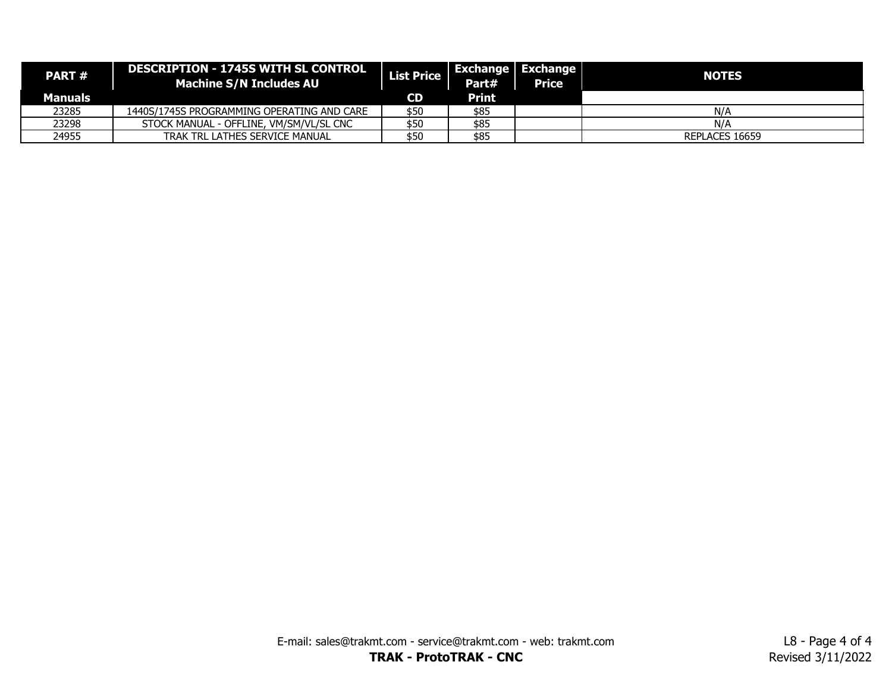| PART # | DESCRIPTION - 1745S WITH SL CONTROL Machine S/N Includes AU | List Price | Exchange Part# | Exchange Price | NOTES |
|---|---|---|---|---|---|
| **Manuals** | | **CD** | **Print** | | |
| 23285 | 1440S/1745S PROGRAMMING OPERATING AND CARE | $50 | $85 | | N/A |
| 23298 | STOCK MANUAL - OFFLINE, VM/SM/VL/SL CNC | $50 | $85 | | N/A |
| 24955 | TRAK TRL LATHES SERVICE MANUAL | $50 | $85 | | REPLACES 16659 |

E-mail: sales@trakmt.com - service@trakmt.com - web: trakmt.com

**TRAK - ProtoTRAK - CNC**

Revised 3/11/2022